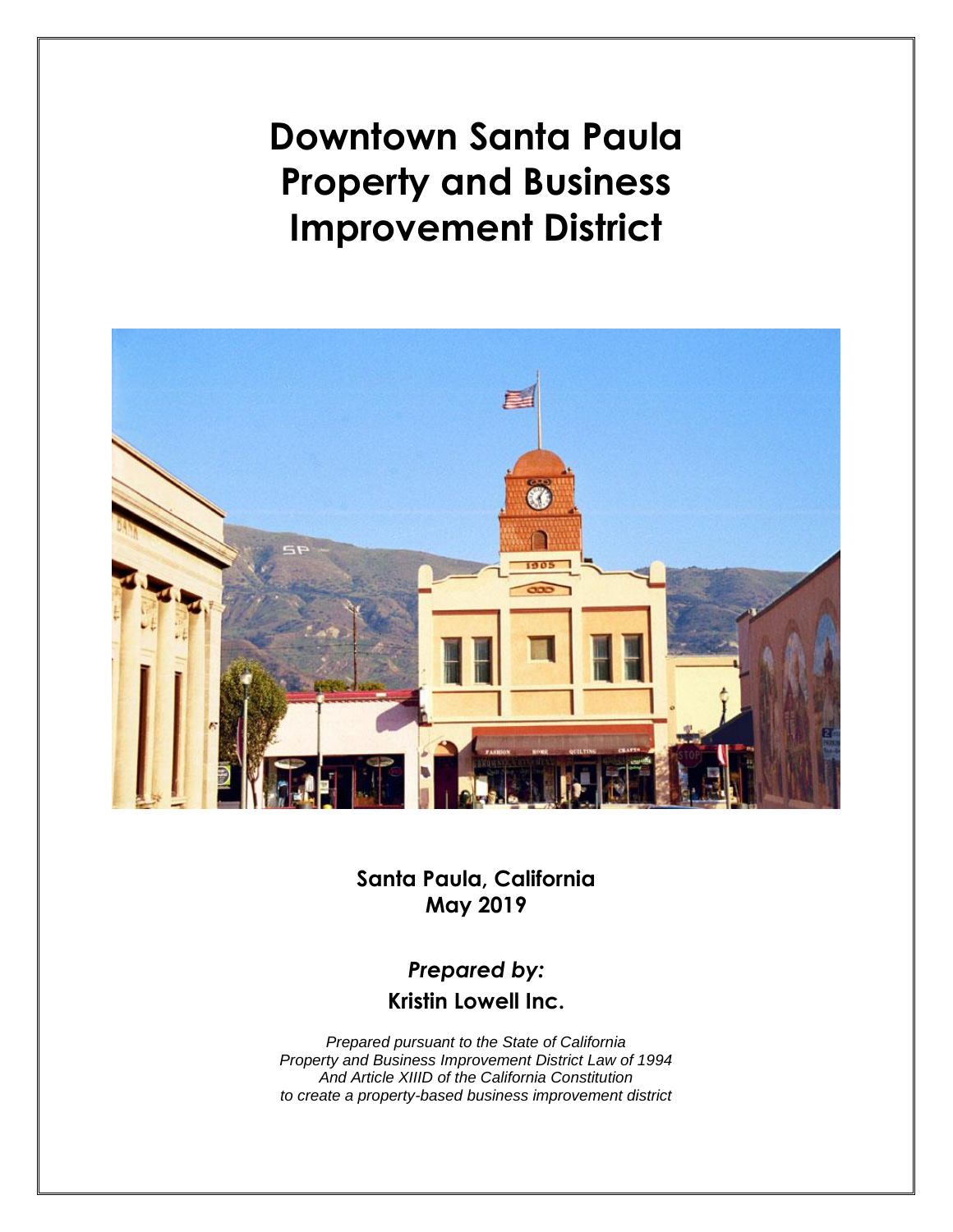# Downtown Santa Paula Property and Business Improvement District

**Santa Paula, California**
**May 2019**

***Prepared by:***
**Kristin Lowell Inc.**

*Prepared pursuant to the State of California*
*Property and Business Improvement District Law of 1994*
*And Article XIIID of the California Constitution*
*to create a property-based business improvement district*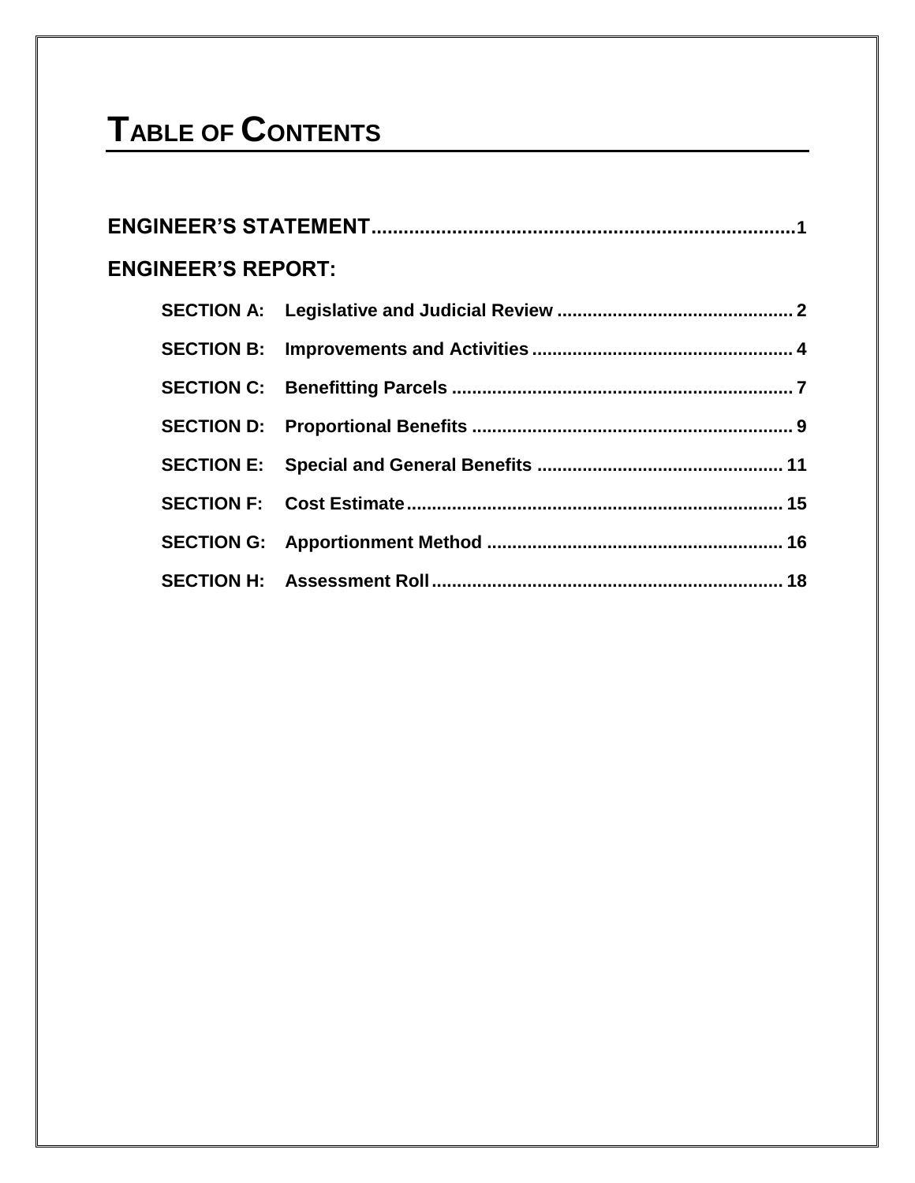# TABLE OF CONTENTS

**ENGINEER'S STATEMENT** ........................................ 1

**ENGINEER'S REPORT:**

- **SECTION A: Legislative and Judicial Review** ........................................ 2
- **SECTION B: Improvements and Activities** ........................................ 4
- **SECTION C: Benefitting Parcels** ........................................ 7
- **SECTION D: Proportional Benefits** ........................................ 9
- **SECTION E: Special and General Benefits** ........................................ 11
- **SECTION F: Cost Estimate** ........................................ 15
- **SECTION G: Apportionment Method** ........................................ 16
- **SECTION H: Assessment Roll** ........................................ 18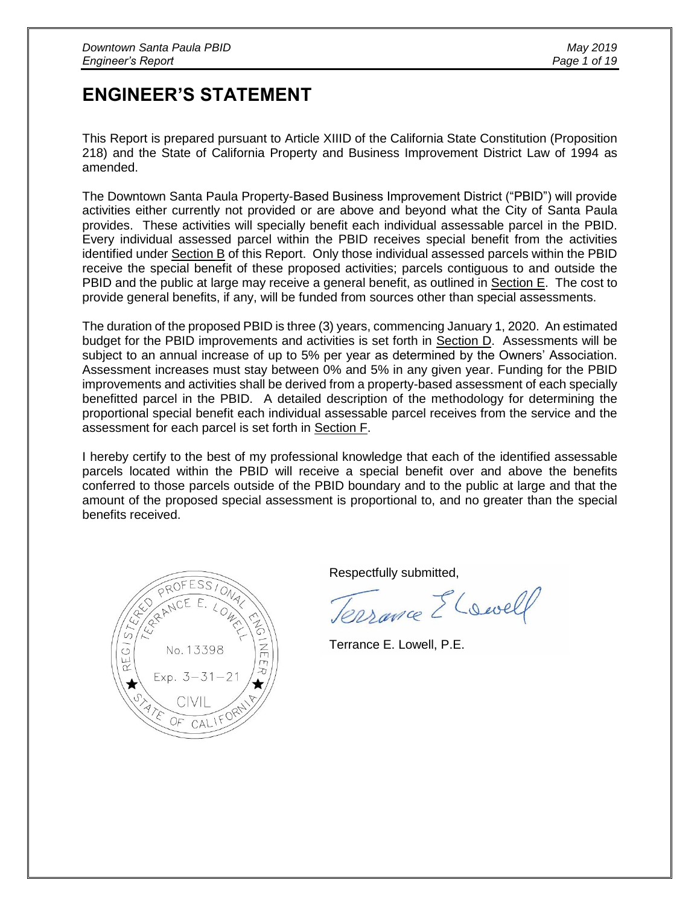# ENGINEER'S STATEMENT

This Report is prepared pursuant to Article XIIID of the California State Constitution (Proposition 218) and the State of California Property and Business Improvement District Law of 1994 as amended.

The Downtown Santa Paula Property-Based Business Improvement District ("PBID") will provide activities either currently not provided or are above and beyond what the City of Santa Paula provides. These activities will specially benefit each individual assessable parcel in the PBID. Every individual assessed parcel within the PBID receives special benefit from the activities identified under Section B of this Report. Only those individual assessed parcels within the PBID receive the special benefit of these proposed activities; parcels contiguous to and outside the PBID and the public at large may receive a general benefit, as outlined in Section E. The cost to provide general benefits, if any, will be funded from sources other than special assessments.

The duration of the proposed PBID is three (3) years, commencing January 1, 2020. An estimated budget for the PBID improvements and activities is set forth in Section D. Assessments will be subject to an annual increase of up to 5% per year as determined by the Owners' Association. Assessment increases must stay between 0% and 5% in any given year. Funding for the PBID improvements and activities shall be derived from a property-based assessment of each specially benefitted parcel in the PBID. A detailed description of the methodology for determining the proportional special benefit each individual assessable parcel receives from the service and the assessment for each parcel is set forth in Section F.

I hereby certify to the best of my professional knowledge that each of the identified assessable parcels located within the PBID will receive a special benefit over and above the benefits conferred to those parcels outside of the PBID boundary and to the public at large and that the amount of the proposed special assessment is proportional to, and no greater than the special benefits received.

REGISTERED PROFESSIONAL ENGINEER
TERRANCE E. LOWELL
No. 13398
Exp. 3-31-21
CIVIL
STATE OF CALIFORNIA

Respectfully submitted,

Terrance E Lowell

Terrance E. Lowell, P.E.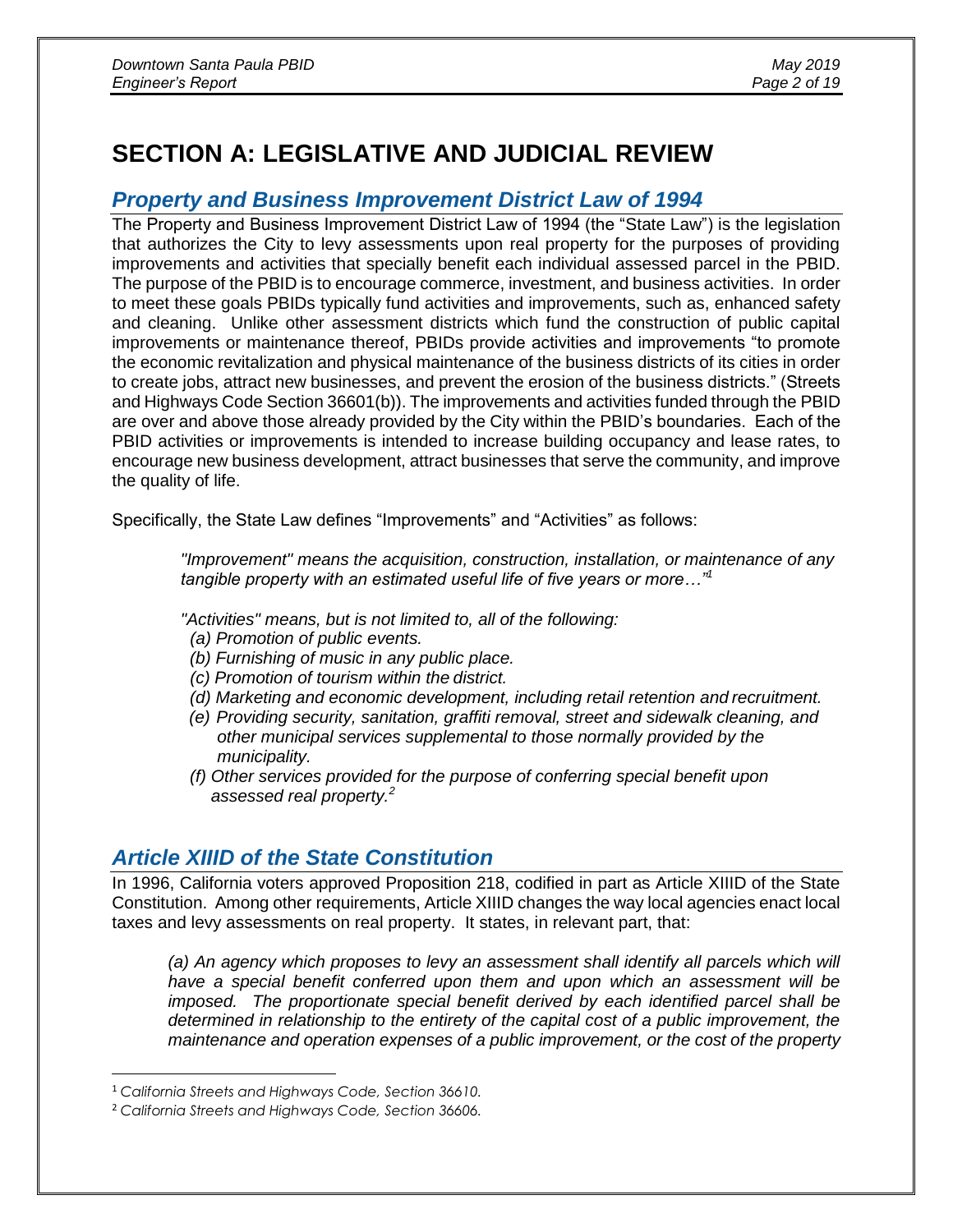# SECTION A: LEGISLATIVE AND JUDICIAL REVIEW

## *Property and Business Improvement District Law of 1994*

The Property and Business Improvement District Law of 1994 (the "State Law") is the legislation that authorizes the City to levy assessments upon real property for the purposes of providing improvements and activities that specially benefit each individual assessed parcel in the PBID. The purpose of the PBID is to encourage commerce, investment, and business activities. In order to meet these goals PBIDs typically fund activities and improvements, such as, enhanced safety and cleaning. Unlike other assessment districts which fund the construction of public capital improvements or maintenance thereof, PBIDs provide activities and improvements "to promote the economic revitalization and physical maintenance of the business districts of its cities in order to create jobs, attract new businesses, and prevent the erosion of the business districts." (Streets and Highways Code Section 36601(b)). The improvements and activities funded through the PBID are over and above those already provided by the City within the PBID's boundaries. Each of the PBID activities or improvements is intended to increase building occupancy and lease rates, to encourage new business development, attract businesses that serve the community, and improve the quality of life.

Specifically, the State Law defines "Improvements" and "Activities" as follows:

> *"Improvement" means the acquisition, construction, installation, or maintenance of any tangible property with an estimated useful life of five years or more…"*[1]
>
> *"Activities" means, but is not limited to, all of the following:*
> *(a) Promotion of public events.*
> *(b) Furnishing of music in any public place.*
> *(c) Promotion of tourism within the district.*
> *(d) Marketing and economic development, including retail retention and recruitment.*
> *(e) Providing security, sanitation, graffiti removal, street and sidewalk cleaning, and other municipal services supplemental to those normally provided by the municipality.*
> *(f) Other services provided for the purpose of conferring special benefit upon assessed real property.*[2]

## *Article XIIID of the State Constitution*

In 1996, California voters approved Proposition 218, codified in part as Article XIIID of the State Constitution. Among other requirements, Article XIIID changes the way local agencies enact local taxes and levy assessments on real property. It states, in relevant part, that:

> *(a) An agency which proposes to levy an assessment shall identify all parcels which will have a special benefit conferred upon them and upon which an assessment will be imposed. The proportionate special benefit derived by each identified parcel shall be determined in relationship to the entirety of the capital cost of a public improvement, the maintenance and operation expenses of a public improvement, or the cost of the property*

---

[1] *California Streets and Highways Code, Section 36610.*

[2] *California Streets and Highways Code, Section 36606.*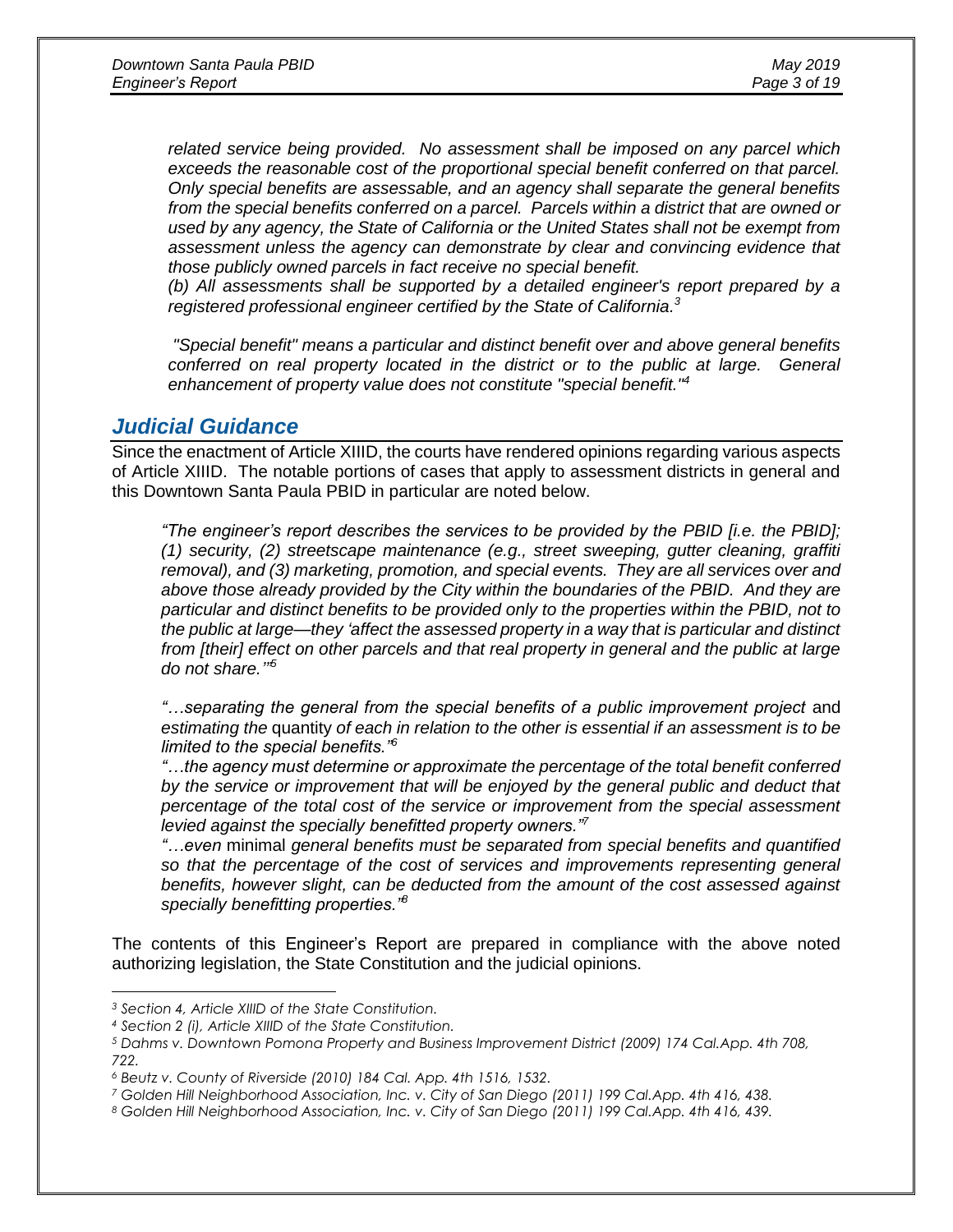*related service being provided. No assessment shall be imposed on any parcel which exceeds the reasonable cost of the proportional special benefit conferred on that parcel. Only special benefits are assessable, and an agency shall separate the general benefits from the special benefits conferred on a parcel. Parcels within a district that are owned or used by any agency, the State of California or the United States shall not be exempt from assessment unless the agency can demonstrate by clear and convincing evidence that those publicly owned parcels in fact receive no special benefit.*

*(b) All assessments shall be supported by a detailed engineer's report prepared by a registered professional engineer certified by the State of California.*[3]

*"Special benefit" means a particular and distinct benefit over and above general benefits conferred on real property located in the district or to the public at large. General enhancement of property value does not constitute "special benefit."*[4]

## Judicial Guidance

Since the enactment of Article XIIID, the courts have rendered opinions regarding various aspects of Article XIIID. The notable portions of cases that apply to assessment districts in general and this Downtown Santa Paula PBID in particular are noted below.

*"The engineer's report describes the services to be provided by the PBID [i.e. the PBID]; (1) security, (2) streetscape maintenance (e.g., street sweeping, gutter cleaning, graffiti removal), and (3) marketing, promotion, and special events. They are all services over and above those already provided by the City within the boundaries of the PBID. And they are particular and distinct benefits to be provided only to the properties within the PBID, not to the public at large—they 'affect the assessed property in a way that is particular and distinct from [their] effect on other parcels and that real property in general and the public at large do not share.'"*[5]

*"…separating the general from the special benefits of a public improvement project* and *estimating the* quantity *of each in relation to the other is essential if an assessment is to be limited to the special benefits."*[6]

*"…the agency must determine or approximate the percentage of the total benefit conferred by the service or improvement that will be enjoyed by the general public and deduct that percentage of the total cost of the service or improvement from the special assessment levied against the specially benefitted property owners."*[7]

*"…even* minimal *general benefits must be separated from special benefits and quantified so that the percentage of the cost of services and improvements representing general benefits, however slight, can be deducted from the amount of the cost assessed against specially benefitting properties."*[8]

The contents of this Engineer's Report are prepared in compliance with the above noted authorizing legislation, the State Constitution and the judicial opinions.

---

[3] *Section 4, Article XIIID of the State Constitution.*

[4] *Section 2 (i), Article XIIID of the State Constitution.*

[5] *Dahms v. Downtown Pomona Property and Business Improvement District (2009) 174 Cal.App. 4th 708, 722.*

[6] *Beutz v. County of Riverside (2010) 184 Cal. App. 4th 1516, 1532.*

[7] *Golden Hill Neighborhood Association, Inc. v. City of San Diego (2011) 199 Cal.App. 4th 416, 438.*

[8] *Golden Hill Neighborhood Association, Inc. v. City of San Diego (2011) 199 Cal.App. 4th 416, 439.*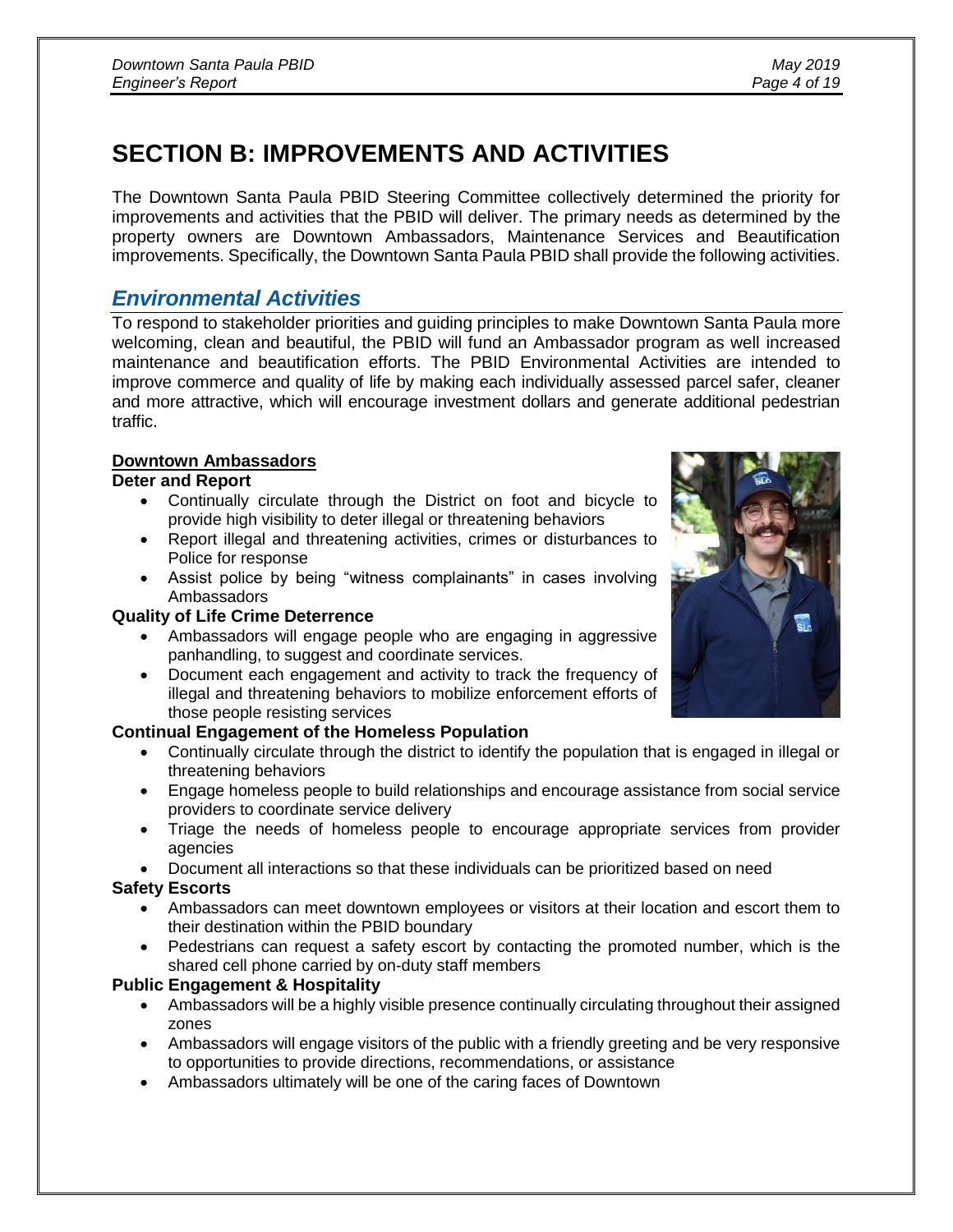# SECTION B: IMPROVEMENTS AND ACTIVITIES

The Downtown Santa Paula PBID Steering Committee collectively determined the priority for improvements and activities that the PBID will deliver. The primary needs as determined by the property owners are Downtown Ambassadors, Maintenance Services and Beautification improvements. Specifically, the Downtown Santa Paula PBID shall provide the following activities.

## *Environmental Activities*

To respond to stakeholder priorities and guiding principles to make Downtown Santa Paula more welcoming, clean and beautiful, the PBID will fund an Ambassador program as well increased maintenance and beautification efforts. The PBID Environmental Activities are intended to improve commerce and quality of life by making each individually assessed parcel safer, cleaner and more attractive, which will encourage investment dollars and generate additional pedestrian traffic.

**Downtown Ambassadors**

**Deter and Report**

- Continually circulate through the District on foot and bicycle to provide high visibility to deter illegal or threatening behaviors
- Report illegal and threatening activities, crimes or disturbances to Police for response
- Assist police by being "witness complainants" in cases involving Ambassadors

**Quality of Life Crime Deterrence**

- Ambassadors will engage people who are engaging in aggressive panhandling, to suggest and coordinate services.
- Document each engagement and activity to track the frequency of illegal and threatening behaviors to mobilize enforcement efforts of those people resisting services

**Continual Engagement of the Homeless Population**

- Continually circulate through the district to identify the population that is engaged in illegal or threatening behaviors
- Engage homeless people to build relationships and encourage assistance from social service providers to coordinate service delivery
- Triage the needs of homeless people to encourage appropriate services from provider agencies
- Document all interactions so that these individuals can be prioritized based on need

**Safety Escorts**

- Ambassadors can meet downtown employees or visitors at their location and escort them to their destination within the PBID boundary
- Pedestrians can request a safety escort by contacting the promoted number, which is the shared cell phone carried by on-duty staff members

**Public Engagement & Hospitality**

- Ambassadors will be a highly visible presence continually circulating throughout their assigned zones
- Ambassadors will engage visitors of the public with a friendly greeting and be very responsive to opportunities to provide directions, recommendations, or assistance
- Ambassadors ultimately will be one of the caring faces of Downtown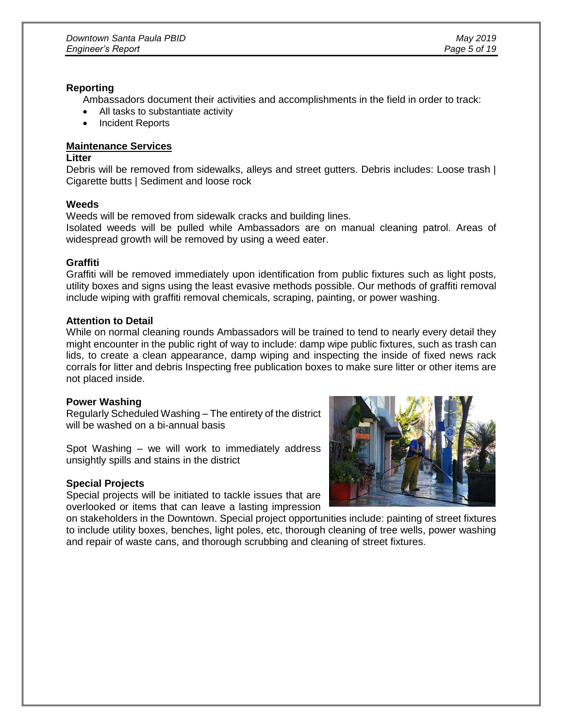**Reporting**

Ambassadors document their activities and accomplishments in the field in order to track:

- All tasks to substantiate activity
- Incident Reports

**Maintenance Services**

**Litter**

Debris will be removed from sidewalks, alleys and street gutters. Debris includes: Loose trash | Cigarette butts | Sediment and loose rock

**Weeds**

Weeds will be removed from sidewalk cracks and building lines.

Isolated weeds will be pulled while Ambassadors are on manual cleaning patrol. Areas of widespread growth will be removed by using a weed eater.

**Graffiti**

Graffiti will be removed immediately upon identification from public fixtures such as light posts, utility boxes and signs using the least evasive methods possible. Our methods of graffiti removal include wiping with graffiti removal chemicals, scraping, painting, or power washing.

**Attention to Detail**

While on normal cleaning rounds Ambassadors will be trained to tend to nearly every detail they might encounter in the public right of way to include: damp wipe public fixtures, such as trash can lids, to create a clean appearance, damp wiping and inspecting the inside of fixed news rack corrals for litter and debris Inspecting free publication boxes to make sure litter or other items are not placed inside.

**Power Washing**

Regularly Scheduled Washing – The entirety of the district will be washed on a bi-annual basis

Spot Washing – we will work to immediately address unsightly spills and stains in the district

**Special Projects**

Special projects will be initiated to tackle issues that are overlooked or items that can leave a lasting impression on stakeholders in the Downtown. Special project opportunities include: painting of street fixtures to include utility boxes, benches, light poles, etc, thorough cleaning of tree wells, power washing and repair of waste cans, and thorough scrubbing and cleaning of street fixtures.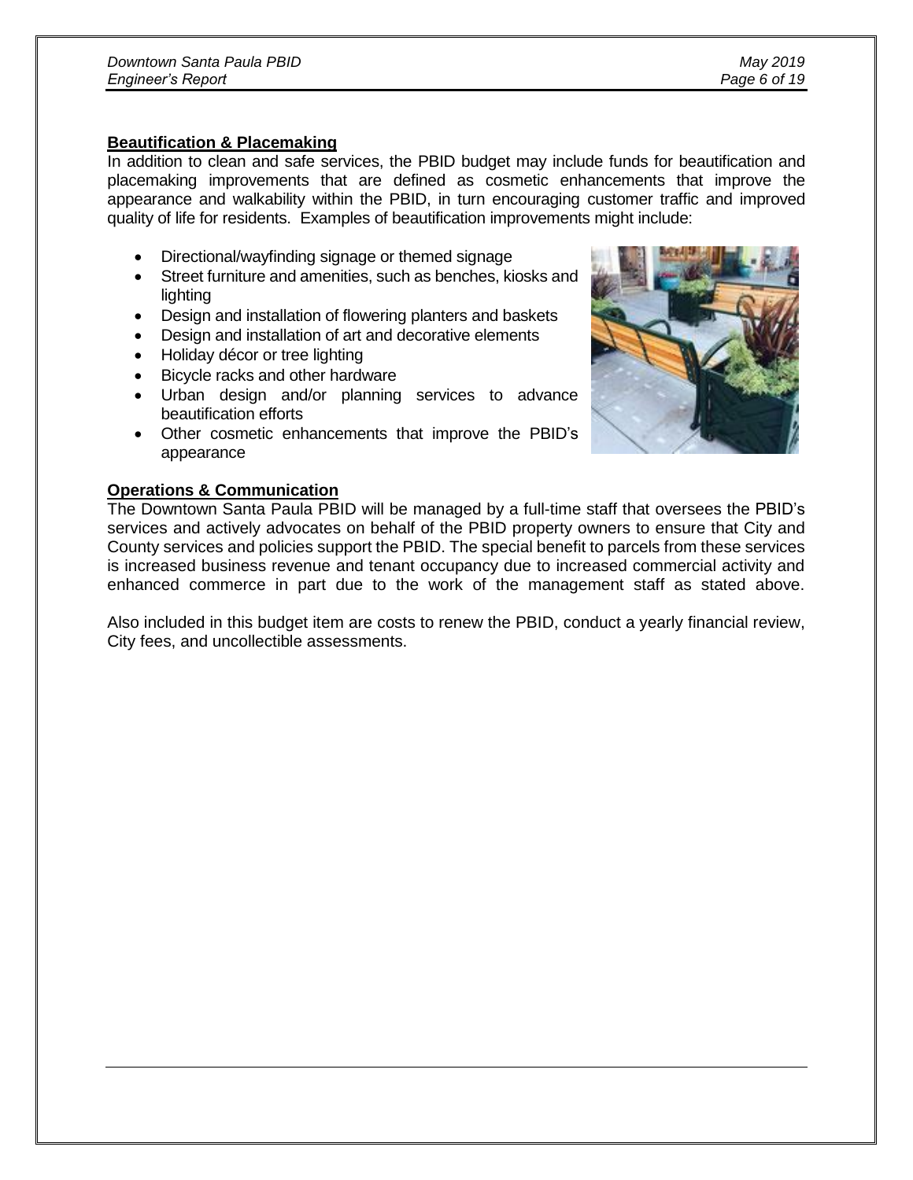## Beautification & Placemaking

In addition to clean and safe services, the PBID budget may include funds for beautification and placemaking improvements that are defined as cosmetic enhancements that improve the appearance and walkability within the PBID, in turn encouraging customer traffic and improved quality of life for residents. Examples of beautification improvements might include:

- Directional/wayfinding signage or themed signage
- Street furniture and amenities, such as benches, kiosks and lighting
- Design and installation of flowering planters and baskets
- Design and installation of art and decorative elements
- Holiday décor or tree lighting
- Bicycle racks and other hardware
- Urban design and/or planning services to advance beautification efforts
- Other cosmetic enhancements that improve the PBID's appearance

## Operations & Communication

The Downtown Santa Paula PBID will be managed by a full-time staff that oversees the PBID's services and actively advocates on behalf of the PBID property owners to ensure that City and County services and policies support the PBID. The special benefit to parcels from these services is increased business revenue and tenant occupancy due to increased commercial activity and enhanced commerce in part due to the work of the management staff as stated above.

Also included in this budget item are costs to renew the PBID, conduct a yearly financial review, City fees, and uncollectible assessments.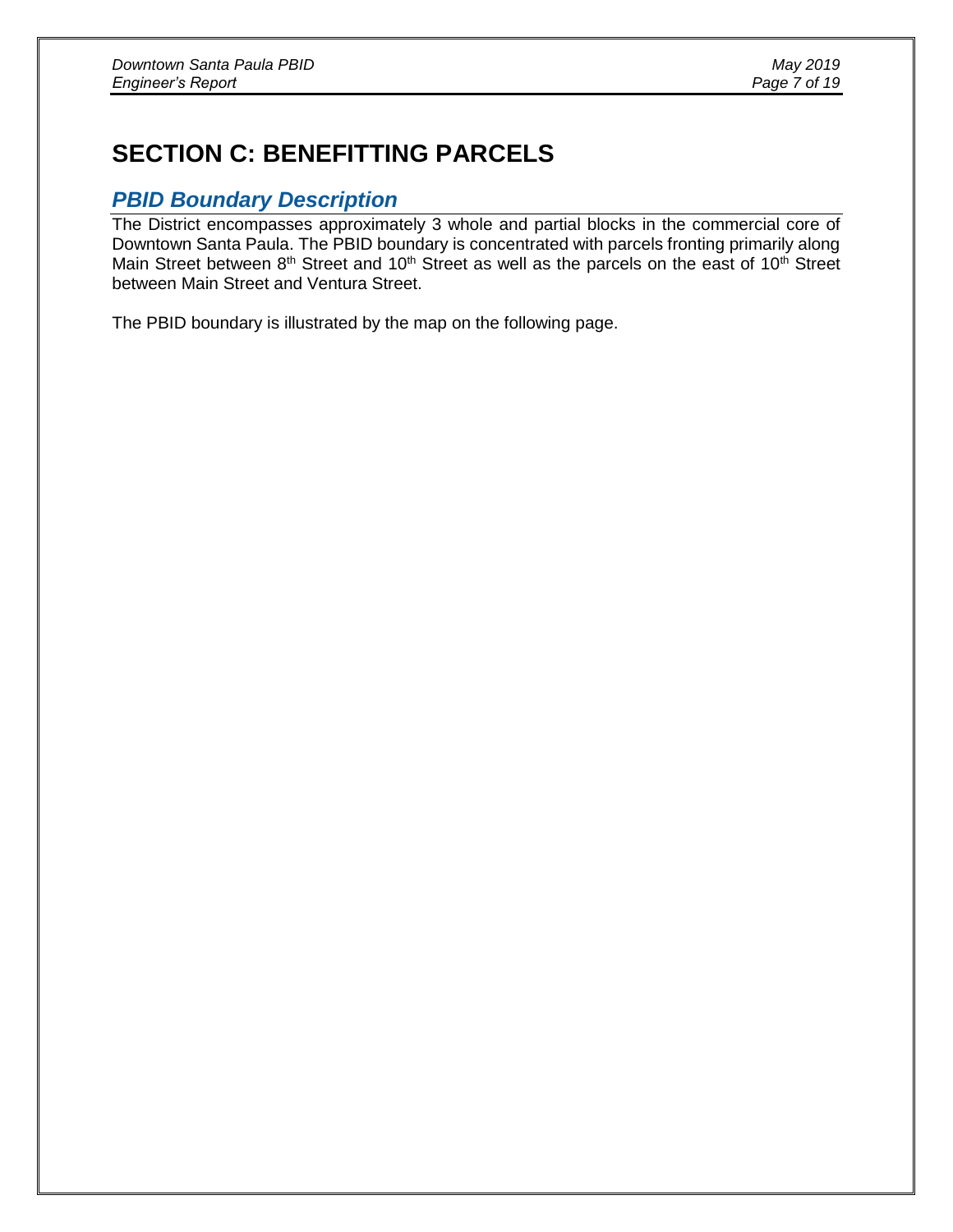# SECTION C: BENEFITTING PARCELS

## *PBID Boundary Description*

The District encompasses approximately 3 whole and partial blocks in the commercial core of Downtown Santa Paula. The PBID boundary is concentrated with parcels fronting primarily along Main Street between 8th Street and 10th Street as well as the parcels on the east of 10th Street between Main Street and Ventura Street.

The PBID boundary is illustrated by the map on the following page.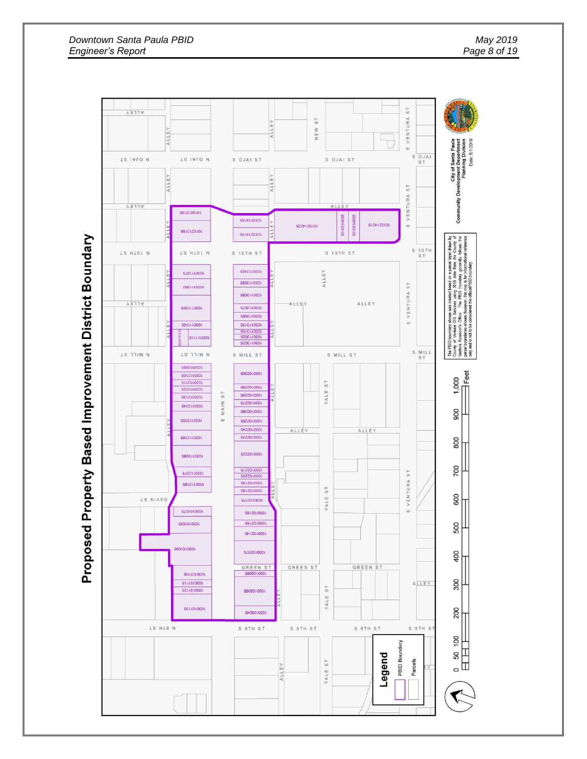# Proposed Property Based Improvement District Boundary

**Legend**

- PBID Boundary
- Parcels

0 50 100 200 300 400 500 600 700 800 900 1,000 Feet

The PBID boundary shown was created based on a parcel layer drawn by County of Ventura GIS Services using 2018 data from the County of Ventura Assessor's Office. The PBID boundary generally follows the parcel boundaries shown, however, this map is for informational reference only and is not to be considered the official PBID boundary.

City of Santa Paula
Community Development Department
Planning Division
Date: 5/1/2019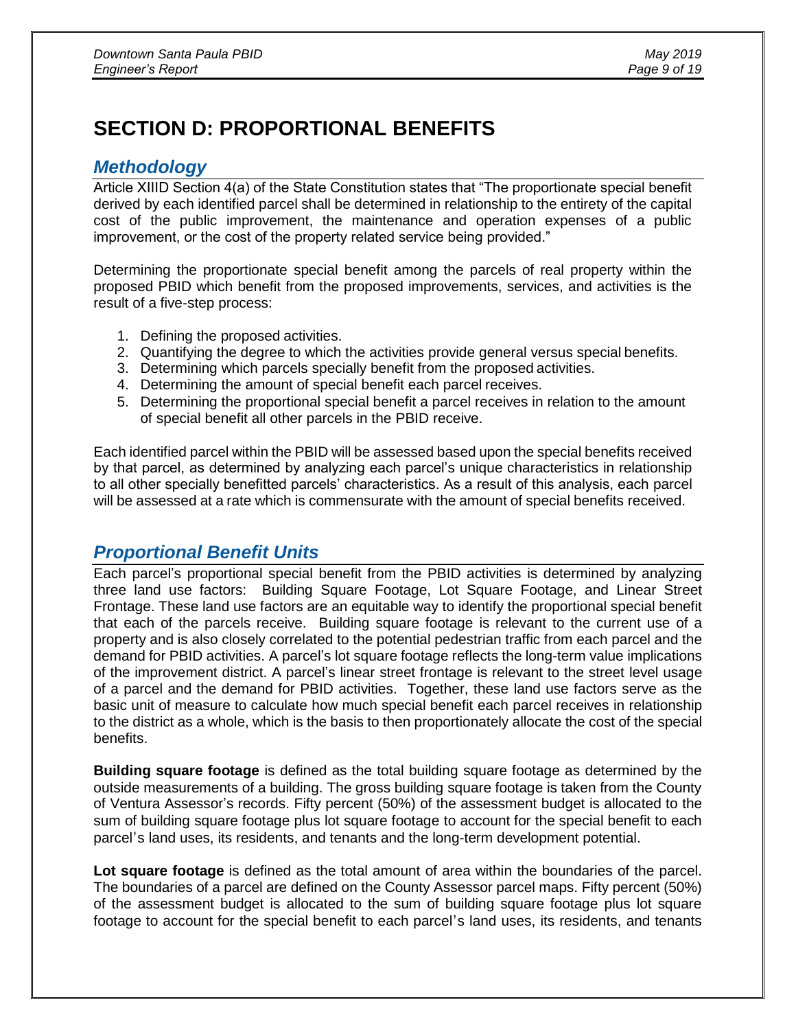# SECTION D: PROPORTIONAL BENEFITS

## *Methodology*

Article XIIID Section 4(a) of the State Constitution states that "The proportionate special benefit derived by each identified parcel shall be determined in relationship to the entirety of the capital cost of the public improvement, the maintenance and operation expenses of a public improvement, or the cost of the property related service being provided."

Determining the proportionate special benefit among the parcels of real property within the proposed PBID which benefit from the proposed improvements, services, and activities is the result of a five-step process:

1. Defining the proposed activities.
2. Quantifying the degree to which the activities provide general versus special benefits.
3. Determining which parcels specially benefit from the proposed activities.
4. Determining the amount of special benefit each parcel receives.
5. Determining the proportional special benefit a parcel receives in relation to the amount of special benefit all other parcels in the PBID receive.

Each identified parcel within the PBID will be assessed based upon the special benefits received by that parcel, as determined by analyzing each parcel's unique characteristics in relationship to all other specially benefitted parcels' characteristics. As a result of this analysis, each parcel will be assessed at a rate which is commensurate with the amount of special benefits received.

## *Proportional Benefit Units*

Each parcel's proportional special benefit from the PBID activities is determined by analyzing three land use factors: Building Square Footage, Lot Square Footage, and Linear Street Frontage. These land use factors are an equitable way to identify the proportional special benefit that each of the parcels receive. Building square footage is relevant to the current use of a property and is also closely correlated to the potential pedestrian traffic from each parcel and the demand for PBID activities. A parcel's lot square footage reflects the long-term value implications of the improvement district. A parcel's linear street frontage is relevant to the street level usage of a parcel and the demand for PBID activities. Together, these land use factors serve as the basic unit of measure to calculate how much special benefit each parcel receives in relationship to the district as a whole, which is the basis to then proportionately allocate the cost of the special benefits.

**Building square footage** is defined as the total building square footage as determined by the outside measurements of a building. The gross building square footage is taken from the County of Ventura Assessor's records. Fifty percent (50%) of the assessment budget is allocated to the sum of building square footage plus lot square footage to account for the special benefit to each parcel's land uses, its residents, and tenants and the long-term development potential.

**Lot square footage** is defined as the total amount of area within the boundaries of the parcel. The boundaries of a parcel are defined on the County Assessor parcel maps. Fifty percent (50%) of the assessment budget is allocated to the sum of building square footage plus lot square footage to account for the special benefit to each parcel's land uses, its residents, and tenants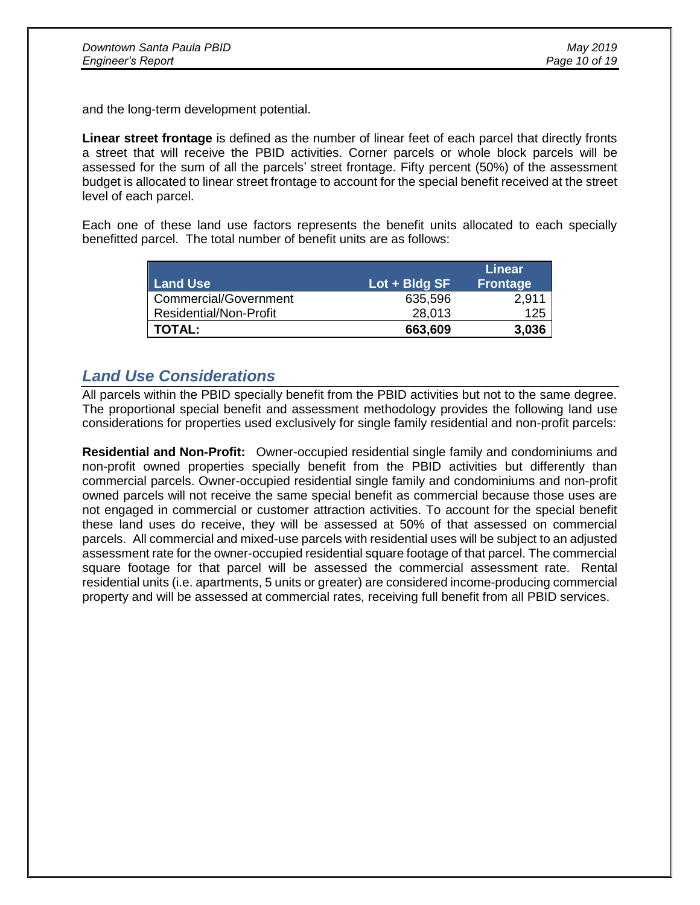and the long-term development potential.

**Linear street frontage** is defined as the number of linear feet of each parcel that directly fronts a street that will receive the PBID activities. Corner parcels or whole block parcels will be assessed for the sum of all the parcels' street frontage. Fifty percent (50%) of the assessment budget is allocated to linear street frontage to account for the special benefit received at the street level of each parcel.

Each one of these land use factors represents the benefit units allocated to each specially benefitted parcel. The total number of benefit units are as follows:

| Land Use | Lot + Bldg SF | Linear Frontage |
|---|---:|---:|
| Commercial/Government | 635,596 | 2,911 |
| Residential/Non-Profit | 28,013 | 125 |
| **TOTAL:** | **663,609** | **3,036** |

## *Land Use Considerations*

All parcels within the PBID specially benefit from the PBID activities but not to the same degree. The proportional special benefit and assessment methodology provides the following land use considerations for properties used exclusively for single family residential and non-profit parcels:

**Residential and Non-Profit:** Owner-occupied residential single family and condominiums and non-profit owned properties specially benefit from the PBID activities but differently than commercial parcels. Owner-occupied residential single family and condominiums and non-profit owned parcels will not receive the same special benefit as commercial because those uses are not engaged in commercial or customer attraction activities. To account for the special benefit these land uses do receive, they will be assessed at 50% of that assessed on commercial parcels. All commercial and mixed-use parcels with residential uses will be subject to an adjusted assessment rate for the owner-occupied residential square footage of that parcel. The commercial square footage for that parcel will be assessed the commercial assessment rate. Rental residential units (i.e. apartments, 5 units or greater) are considered income-producing commercial property and will be assessed at commercial rates, receiving full benefit from all PBID services.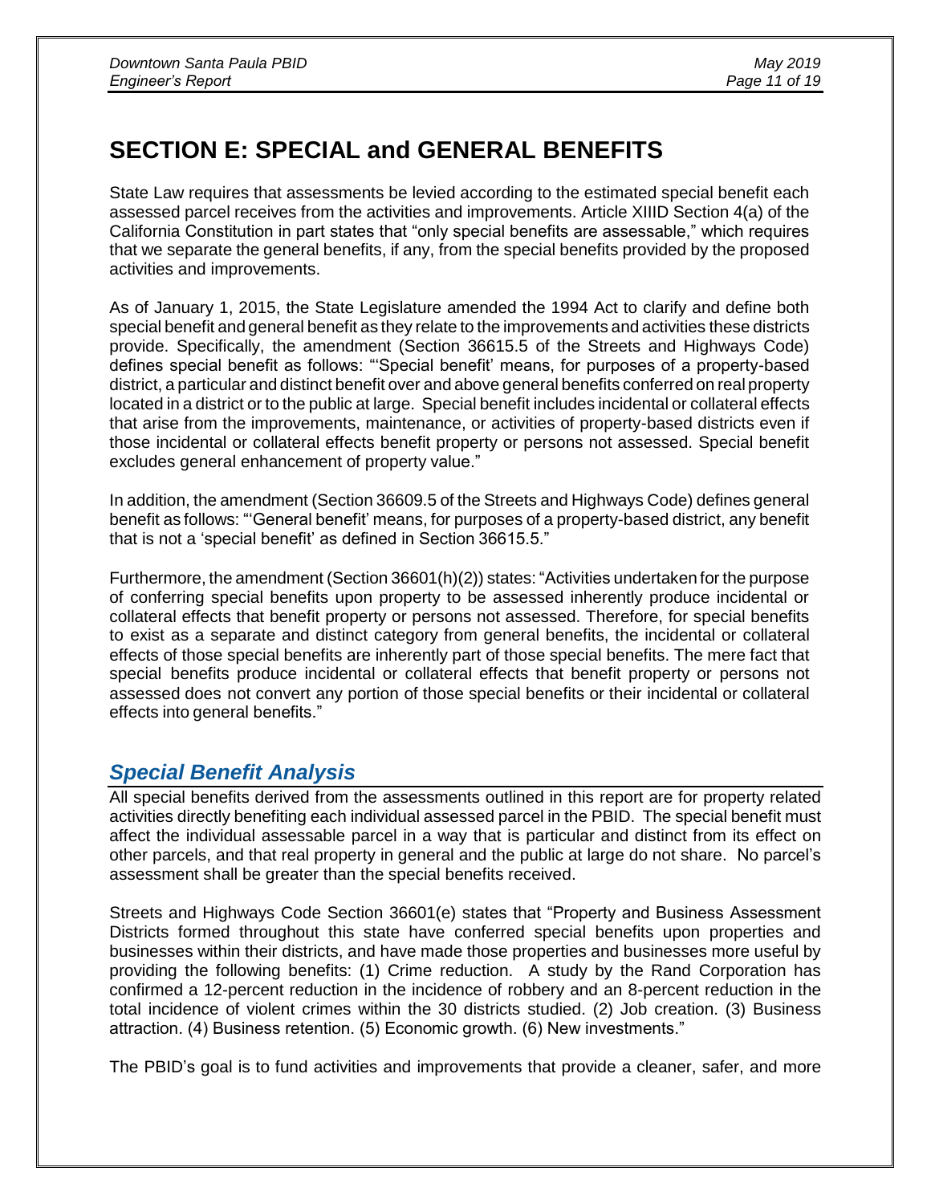# SECTION E: SPECIAL and GENERAL BENEFITS

State Law requires that assessments be levied according to the estimated special benefit each assessed parcel receives from the activities and improvements. Article XIIID Section 4(a) of the California Constitution in part states that "only special benefits are assessable," which requires that we separate the general benefits, if any, from the special benefits provided by the proposed activities and improvements.

As of January 1, 2015, the State Legislature amended the 1994 Act to clarify and define both special benefit and general benefit as they relate to the improvements and activities these districts provide. Specifically, the amendment (Section 36615.5 of the Streets and Highways Code) defines special benefit as follows: "'Special benefit' means, for purposes of a property-based district, a particular and distinct benefit over and above general benefits conferred on real property located in a district or to the public at large. Special benefit includes incidental or collateral effects that arise from the improvements, maintenance, or activities of property-based districts even if those incidental or collateral effects benefit property or persons not assessed. Special benefit excludes general enhancement of property value."

In addition, the amendment (Section 36609.5 of the Streets and Highways Code) defines general benefit as follows: "'General benefit' means, for purposes of a property-based district, any benefit that is not a 'special benefit' as defined in Section 36615.5."

Furthermore, the amendment (Section 36601(h)(2)) states: "Activities undertaken for the purpose of conferring special benefits upon property to be assessed inherently produce incidental or collateral effects that benefit property or persons not assessed. Therefore, for special benefits to exist as a separate and distinct category from general benefits, the incidental or collateral effects of those special benefits are inherently part of those special benefits. The mere fact that special benefits produce incidental or collateral effects that benefit property or persons not assessed does not convert any portion of those special benefits or their incidental or collateral effects into general benefits."

## *Special Benefit Analysis*

All special benefits derived from the assessments outlined in this report are for property related activities directly benefiting each individual assessed parcel in the PBID. The special benefit must affect the individual assessable parcel in a way that is particular and distinct from its effect on other parcels, and that real property in general and the public at large do not share. No parcel's assessment shall be greater than the special benefits received.

Streets and Highways Code Section 36601(e) states that "Property and Business Assessment Districts formed throughout this state have conferred special benefits upon properties and businesses within their districts, and have made those properties and businesses more useful by providing the following benefits: (1) Crime reduction. A study by the Rand Corporation has confirmed a 12-percent reduction in the incidence of robbery and an 8-percent reduction in the total incidence of violent crimes within the 30 districts studied. (2) Job creation. (3) Business attraction. (4) Business retention. (5) Economic growth. (6) New investments."

The PBID's goal is to fund activities and improvements that provide a cleaner, safer, and more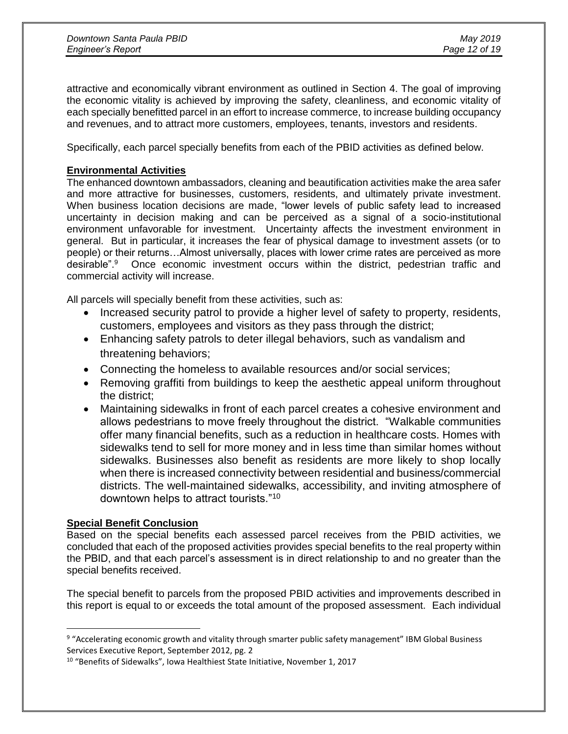attractive and economically vibrant environment as outlined in Section 4. The goal of improving the economic vitality is achieved by improving the safety, cleanliness, and economic vitality of each specially benefitted parcel in an effort to increase commerce, to increase building occupancy and revenues, and to attract more customers, employees, tenants, investors and residents.

Specifically, each parcel specially benefits from each of the PBID activities as defined below.

**Environmental Activities**

The enhanced downtown ambassadors, cleaning and beautification activities make the area safer and more attractive for businesses, customers, residents, and ultimately private investment. When business location decisions are made, "lower levels of public safety lead to increased uncertainty in decision making and can be perceived as a signal of a socio-institutional environment unfavorable for investment. Uncertainty affects the investment environment in general. But in particular, it increases the fear of physical damage to investment assets (or to people) or their returns…Almost universally, places with lower crime rates are perceived as more desirable".[9] Once economic investment occurs within the district, pedestrian traffic and commercial activity will increase.

All parcels will specially benefit from these activities, such as:

- Increased security patrol to provide a higher level of safety to property, residents, customers, employees and visitors as they pass through the district;
- Enhancing safety patrols to deter illegal behaviors, such as vandalism and threatening behaviors;
- Connecting the homeless to available resources and/or social services;
- Removing graffiti from buildings to keep the aesthetic appeal uniform throughout the district;
- Maintaining sidewalks in front of each parcel creates a cohesive environment and allows pedestrians to move freely throughout the district. "Walkable communities offer many financial benefits, such as a reduction in healthcare costs. Homes with sidewalks tend to sell for more money and in less time than similar homes without sidewalks. Businesses also benefit as residents are more likely to shop locally when there is increased connectivity between residential and business/commercial districts. The well-maintained sidewalks, accessibility, and inviting atmosphere of downtown helps to attract tourists."[10]

**Special Benefit Conclusion**

Based on the special benefits each assessed parcel receives from the PBID activities, we concluded that each of the proposed activities provides special benefits to the real property within the PBID, and that each parcel's assessment is in direct relationship to and no greater than the special benefits received.

The special benefit to parcels from the proposed PBID activities and improvements described in this report is equal to or exceeds the total amount of the proposed assessment. Each individual

---

[9] "Accelerating economic growth and vitality through smarter public safety management" IBM Global Business Services Executive Report, September 2012, pg. 2

[10] "Benefits of Sidewalks", Iowa Healthiest State Initiative, November 1, 2017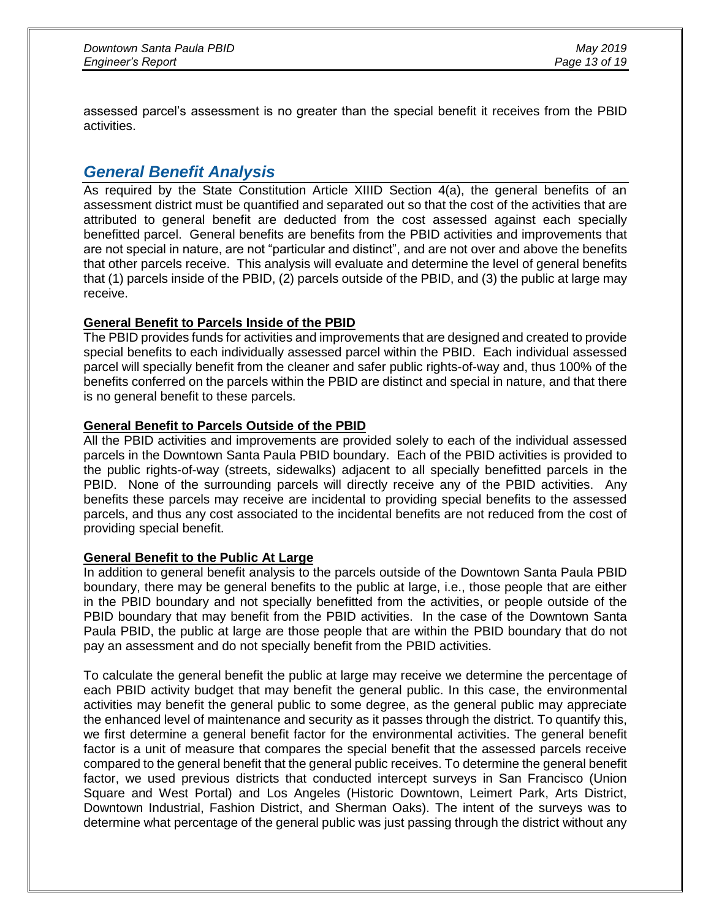assessed parcel's assessment is no greater than the special benefit it receives from the PBID activities.

## *General Benefit Analysis*

As required by the State Constitution Article XIIID Section 4(a), the general benefits of an assessment district must be quantified and separated out so that the cost of the activities that are attributed to general benefit are deducted from the cost assessed against each specially benefitted parcel. General benefits are benefits from the PBID activities and improvements that are not special in nature, are not "particular and distinct", and are not over and above the benefits that other parcels receive. This analysis will evaluate and determine the level of general benefits that (1) parcels inside of the PBID, (2) parcels outside of the PBID, and (3) the public at large may receive.

**General Benefit to Parcels Inside of the PBID**

The PBID provides funds for activities and improvements that are designed and created to provide special benefits to each individually assessed parcel within the PBID. Each individual assessed parcel will specially benefit from the cleaner and safer public rights-of-way and, thus 100% of the benefits conferred on the parcels within the PBID are distinct and special in nature, and that there is no general benefit to these parcels.

**General Benefit to Parcels Outside of the PBID**

All the PBID activities and improvements are provided solely to each of the individual assessed parcels in the Downtown Santa Paula PBID boundary. Each of the PBID activities is provided to the public rights-of-way (streets, sidewalks) adjacent to all specially benefitted parcels in the PBID. None of the surrounding parcels will directly receive any of the PBID activities. Any benefits these parcels may receive are incidental to providing special benefits to the assessed parcels, and thus any cost associated to the incidental benefits are not reduced from the cost of providing special benefit.

**General Benefit to the Public At Large**

In addition to general benefit analysis to the parcels outside of the Downtown Santa Paula PBID boundary, there may be general benefits to the public at large, i.e., those people that are either in the PBID boundary and not specially benefitted from the activities, or people outside of the PBID boundary that may benefit from the PBID activities. In the case of the Downtown Santa Paula PBID, the public at large are those people that are within the PBID boundary that do not pay an assessment and do not specially benefit from the PBID activities.

To calculate the general benefit the public at large may receive we determine the percentage of each PBID activity budget that may benefit the general public. In this case, the environmental activities may benefit the general public to some degree, as the general public may appreciate the enhanced level of maintenance and security as it passes through the district. To quantify this, we first determine a general benefit factor for the environmental activities. The general benefit factor is a unit of measure that compares the special benefit that the assessed parcels receive compared to the general benefit that the general public receives. To determine the general benefit factor, we used previous districts that conducted intercept surveys in San Francisco (Union Square and West Portal) and Los Angeles (Historic Downtown, Leimert Park, Arts District, Downtown Industrial, Fashion District, and Sherman Oaks). The intent of the surveys was to determine what percentage of the general public was just passing through the district without any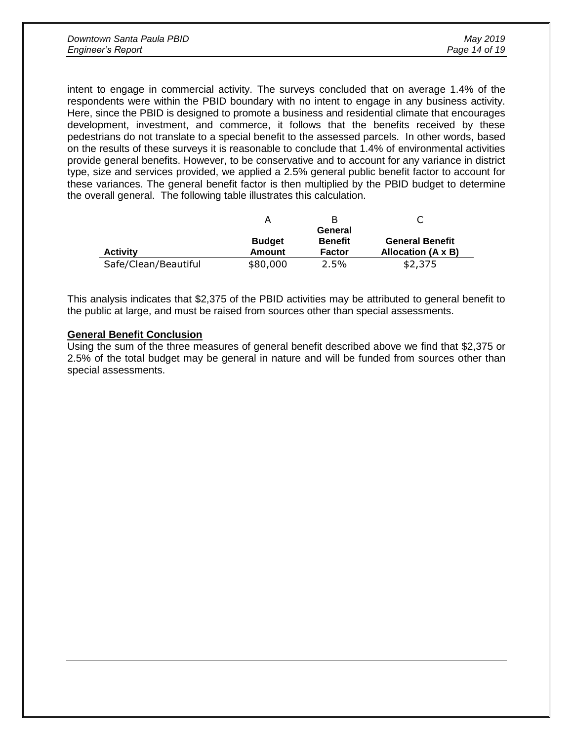intent to engage in commercial activity. The surveys concluded that on average 1.4% of the respondents were within the PBID boundary with no intent to engage in any business activity. Here, since the PBID is designed to promote a business and residential climate that encourages development, investment, and commerce, it follows that the benefits received by these pedestrians do not translate to a special benefit to the assessed parcels. In other words, based on the results of these surveys it is reasonable to conclude that 1.4% of environmental activities provide general benefits. However, to be conservative and to account for any variance in district type, size and services provided, we applied a 2.5% general public benefit factor to account for these variances. The general benefit factor is then multiplied by the PBID budget to determine the overall general. The following table illustrates this calculation.

| | A | B | C |
|---|---|---|---|
| **Activity** | **Budget Amount** | **General Benefit Factor** | **General Benefit Allocation (A x B)** |
| Safe/Clean/Beautiful | $80,000 | 2.5% | $2,375 |

This analysis indicates that $2,375 of the PBID activities may be attributed to general benefit to the public at large, and must be raised from sources other than special assessments.

**General Benefit Conclusion**

Using the sum of the three measures of general benefit described above we find that $2,375 or 2.5% of the total budget may be general in nature and will be funded from sources other than special assessments.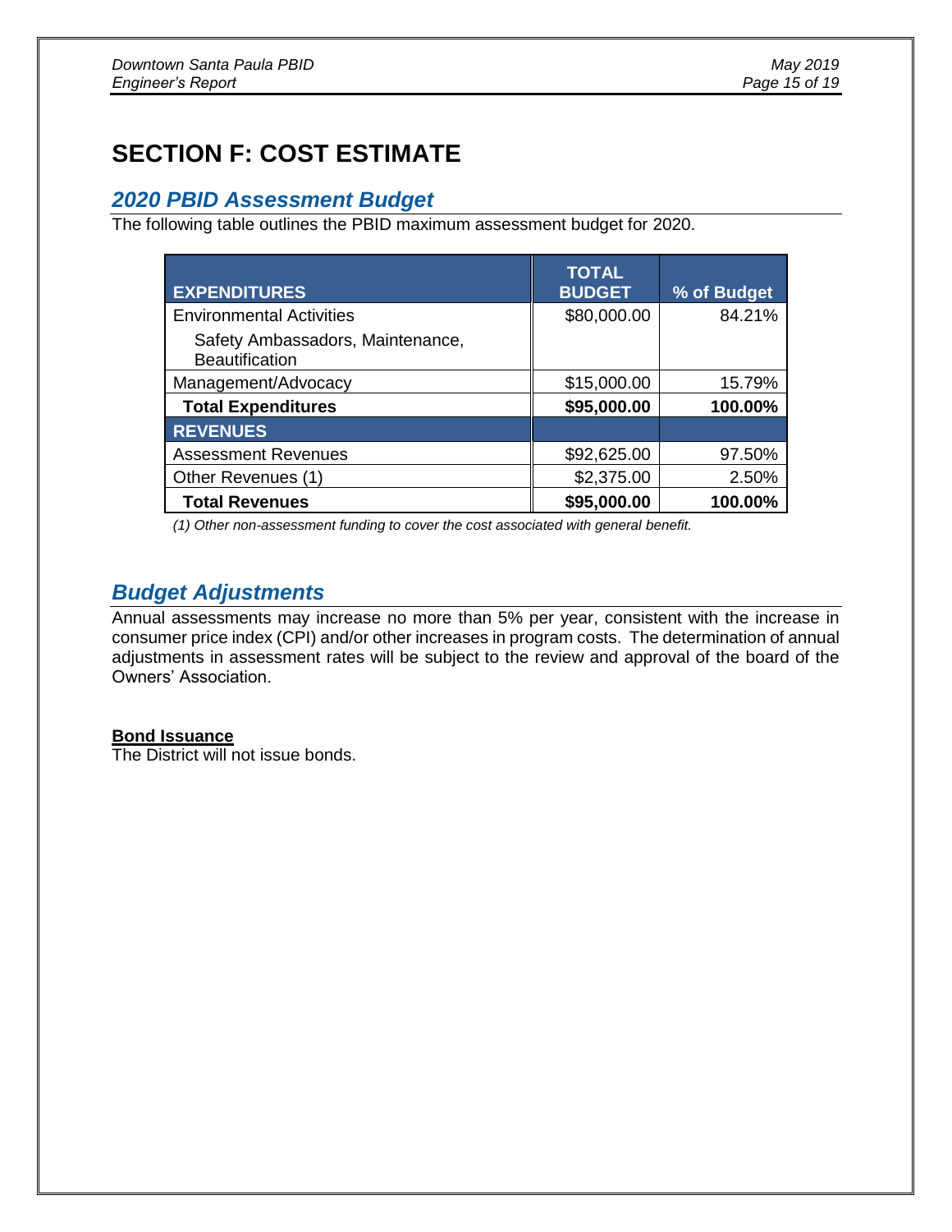# SECTION F: COST ESTIMATE

## *2020 PBID Assessment Budget*

The following table outlines the PBID maximum assessment budget for 2020.

| EXPENDITURES | TOTAL BUDGET | % of Budget |
|---|---|---|
| Environmental Activities | $80,000.00 | 84.21% |
| Safety Ambassadors, Maintenance, Beautification | | |
| Management/Advocacy | $15,000.00 | 15.79% |
| **Total Expenditures** | **$95,000.00** | **100.00%** |
| **REVENUES** | | |
| Assessment Revenues | $92,625.00 | 97.50% |
| Other Revenues (1) | $2,375.00 | 2.50% |
| **Total Revenues** | **$95,000.00** | **100.00%** |

*(1) Other non-assessment funding to cover the cost associated with general benefit.*

## *Budget Adjustments*

Annual assessments may increase no more than 5% per year, consistent with the increase in consumer price index (CPI) and/or other increases in program costs. The determination of annual adjustments in assessment rates will be subject to the review and approval of the board of the Owners' Association.

**Bond Issuance**

The District will not issue bonds.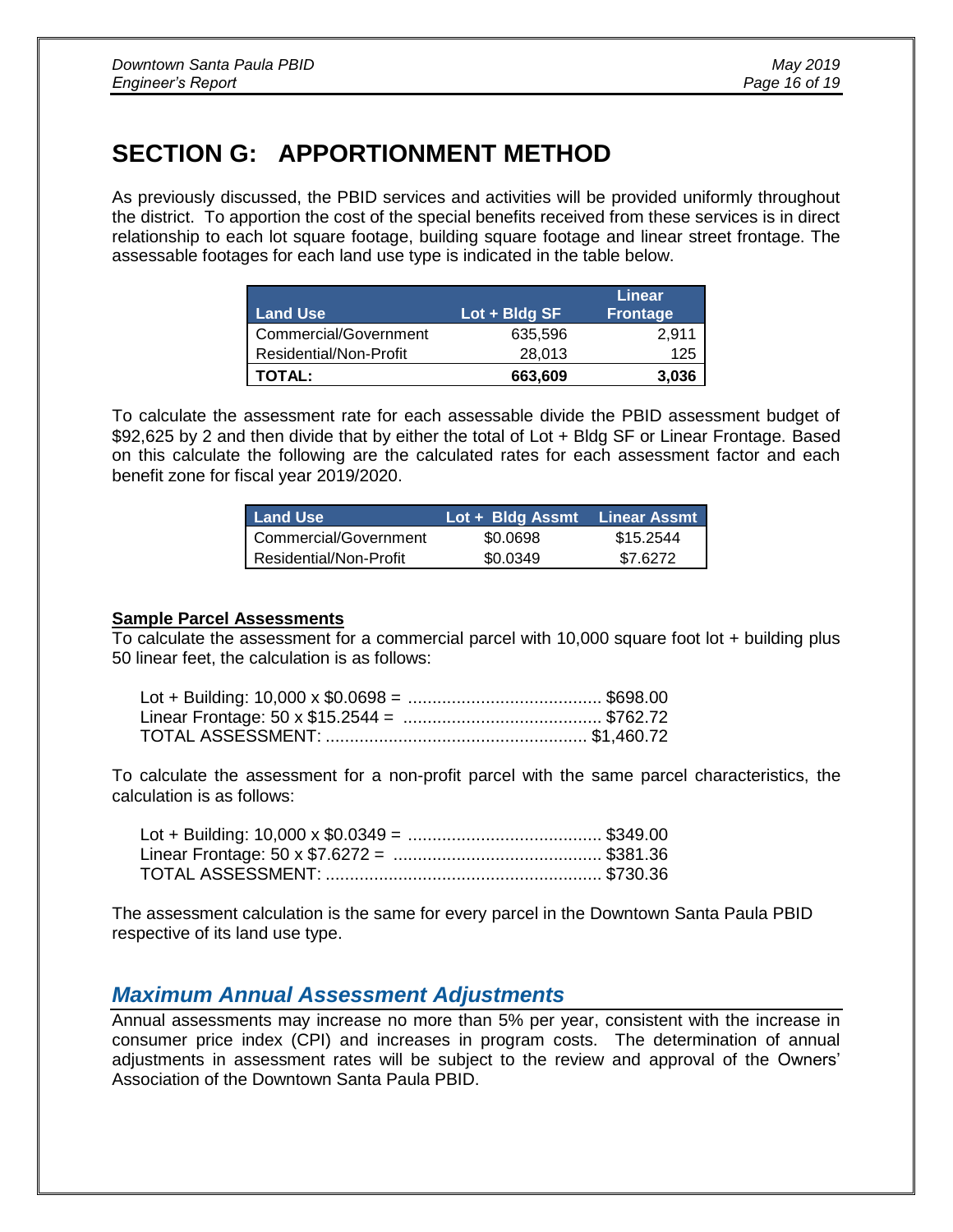# SECTION G: APPORTIONMENT METHOD

As previously discussed, the PBID services and activities will be provided uniformly throughout the district. To apportion the cost of the special benefits received from these services is in direct relationship to each lot square footage, building square footage and linear street frontage. The assessable footages for each land use type is indicated in the table below.

| Land Use | Lot + Bldg SF | Linear Frontage |
|---|---|---|
| Commercial/Government | 635,596 | 2,911 |
| Residential/Non-Profit | 28,013 | 125 |
| **TOTAL:** | **663,609** | **3,036** |

To calculate the assessment rate for each assessable divide the PBID assessment budget of $92,625 by 2 and then divide that by either the total of Lot + Bldg SF or Linear Frontage. Based on this calculate the following are the calculated rates for each assessment factor and each benefit zone for fiscal year 2019/2020.

| Land Use | Lot + Bldg Assmt | Linear Assmt |
|---|---|---|
| Commercial/Government | $0.0698 | $15.2544 |
| Residential/Non-Profit | $0.0349 | $7.6272 |

**Sample Parcel Assessments**

To calculate the assessment for a commercial parcel with 10,000 square foot lot + building plus 50 linear feet, the calculation is as follows:

Lot + Building: 10,000 x $0.0698 = ........................................ $698.00
Linear Frontage: 50 x $15.2544 = ......................................... $762.72
TOTAL ASSESSMENT: ...................................................... $1,460.72

To calculate the assessment for a non-profit parcel with the same parcel characteristics, the calculation is as follows:

Lot + Building: 10,000 x $0.0349 = ........................................ $349.00
Linear Frontage: 50 x $7.6272 = ........................................... $381.36
TOTAL ASSESSMENT: ......................................................... $730.36

The assessment calculation is the same for every parcel in the Downtown Santa Paula PBID respective of its land use type.

## *Maximum Annual Assessment Adjustments*

Annual assessments may increase no more than 5% per year, consistent with the increase in consumer price index (CPI) and increases in program costs. The determination of annual adjustments in assessment rates will be subject to the review and approval of the Owners' Association of the Downtown Santa Paula PBID.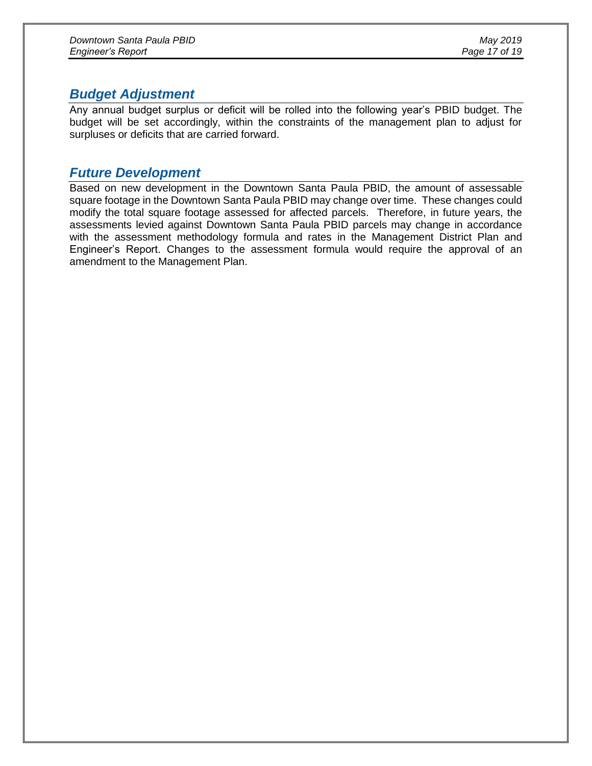## *Budget Adjustment*

Any annual budget surplus or deficit will be rolled into the following year's PBID budget. The budget will be set accordingly, within the constraints of the management plan to adjust for surpluses or deficits that are carried forward.

## *Future Development*

Based on new development in the Downtown Santa Paula PBID, the amount of assessable square footage in the Downtown Santa Paula PBID may change over time. These changes could modify the total square footage assessed for affected parcels. Therefore, in future years, the assessments levied against Downtown Santa Paula PBID parcels may change in accordance with the assessment methodology formula and rates in the Management District Plan and Engineer's Report. Changes to the assessment formula would require the approval of an amendment to the Management Plan.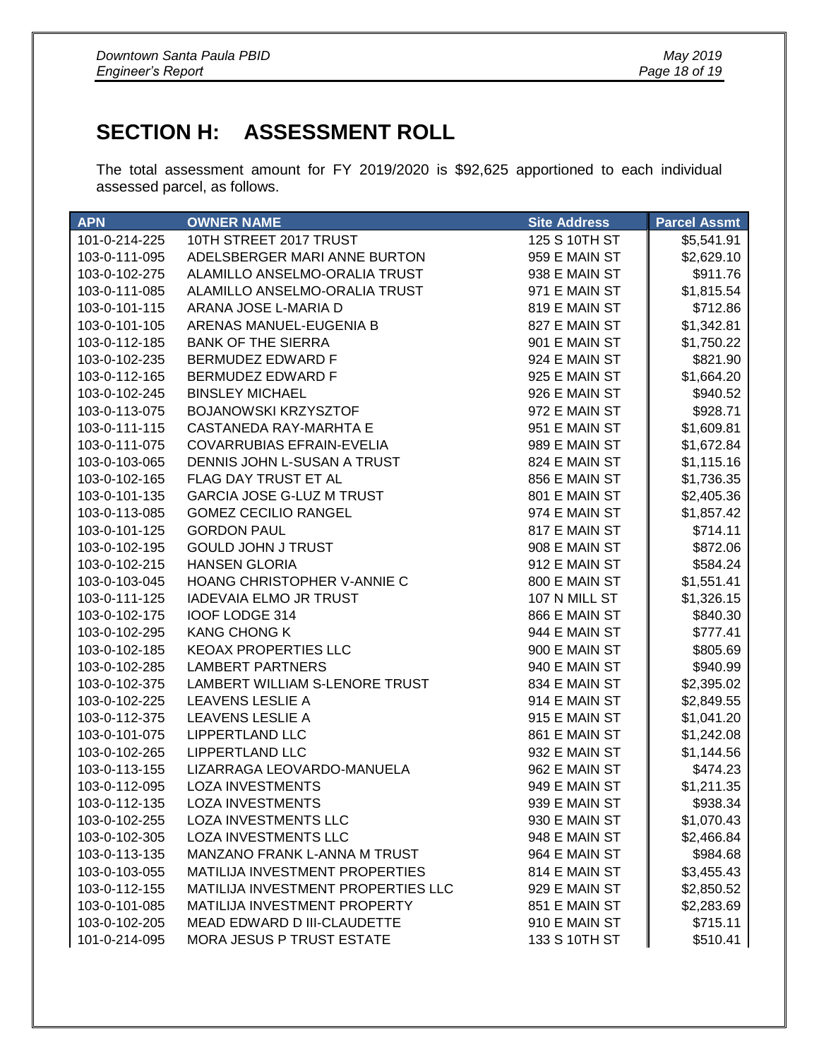## SECTION H: ASSESSMENT ROLL

The total assessment amount for FY 2019/2020 is $92,625 apportioned to each individual assessed parcel, as follows.

| APN | OWNER NAME | Site Address | Parcel Assmt |
|---|---|---|---|
| 101-0-214-225 | 10TH STREET 2017 TRUST | 125 S 10TH ST | $5,541.91 |
| 103-0-111-095 | ADELSBERGER MARI ANNE BURTON | 959 E MAIN ST | $2,629.10 |
| 103-0-102-275 | ALAMILLO ANSELMO-ORALIA TRUST | 938 E MAIN ST | $911.76 |
| 103-0-111-085 | ALAMILLO ANSELMO-ORALIA TRUST | 971 E MAIN ST | $1,815.54 |
| 103-0-101-115 | ARANA JOSE L-MARIA D | 819 E MAIN ST | $712.86 |
| 103-0-101-105 | ARENAS MANUEL-EUGENIA B | 827 E MAIN ST | $1,342.81 |
| 103-0-112-185 | BANK OF THE SIERRA | 901 E MAIN ST | $1,750.22 |
| 103-0-102-235 | BERMUDEZ EDWARD F | 924 E MAIN ST | $821.90 |
| 103-0-112-165 | BERMUDEZ EDWARD F | 925 E MAIN ST | $1,664.20 |
| 103-0-102-245 | BINSLEY MICHAEL | 926 E MAIN ST | $940.52 |
| 103-0-113-075 | BOJANOWSKI KRZYSZTOF | 972 E MAIN ST | $928.71 |
| 103-0-111-115 | CASTANEDA RAY-MARHTA E | 951 E MAIN ST | $1,609.81 |
| 103-0-111-075 | COVARRUBIAS EFRAIN-EVELIA | 989 E MAIN ST | $1,672.84 |
| 103-0-103-065 | DENNIS JOHN L-SUSAN A TRUST | 824 E MAIN ST | $1,115.16 |
| 103-0-102-165 | FLAG DAY TRUST ET AL | 856 E MAIN ST | $1,736.35 |
| 103-0-101-135 | GARCIA JOSE G-LUZ M TRUST | 801 E MAIN ST | $2,405.36 |
| 103-0-113-085 | GOMEZ CECILIO RANGEL | 974 E MAIN ST | $1,857.42 |
| 103-0-101-125 | GORDON PAUL | 817 E MAIN ST | $714.11 |
| 103-0-102-195 | GOULD JOHN J TRUST | 908 E MAIN ST | $872.06 |
| 103-0-102-215 | HANSEN GLORIA | 912 E MAIN ST | $584.24 |
| 103-0-103-045 | HOANG CHRISTOPHER V-ANNIE C | 800 E MAIN ST | $1,551.41 |
| 103-0-111-125 | IADEVAIA ELMO JR TRUST | 107 N MILL ST | $1,326.15 |
| 103-0-102-175 | IOOF LODGE 314 | 866 E MAIN ST | $840.30 |
| 103-0-102-295 | KANG CHONG K | 944 E MAIN ST | $777.41 |
| 103-0-102-185 | KEOAX PROPERTIES LLC | 900 E MAIN ST | $805.69 |
| 103-0-102-285 | LAMBERT PARTNERS | 940 E MAIN ST | $940.99 |
| 103-0-102-375 | LAMBERT WILLIAM S-LENORE TRUST | 834 E MAIN ST | $2,395.02 |
| 103-0-102-225 | LEAVENS LESLIE A | 914 E MAIN ST | $2,849.55 |
| 103-0-112-375 | LEAVENS LESLIE A | 915 E MAIN ST | $1,041.20 |
| 103-0-101-075 | LIPPERTLAND LLC | 861 E MAIN ST | $1,242.08 |
| 103-0-102-265 | LIPPERTLAND LLC | 932 E MAIN ST | $1,144.56 |
| 103-0-113-155 | LIZARRAGA LEOVARDO-MANUELA | 962 E MAIN ST | $474.23 |
| 103-0-112-095 | LOZA INVESTMENTS | 949 E MAIN ST | $1,211.35 |
| 103-0-112-135 | LOZA INVESTMENTS | 939 E MAIN ST | $938.34 |
| 103-0-102-255 | LOZA INVESTMENTS LLC | 930 E MAIN ST | $1,070.43 |
| 103-0-102-305 | LOZA INVESTMENTS LLC | 948 E MAIN ST | $2,466.84 |
| 103-0-113-135 | MANZANO FRANK L-ANNA M TRUST | 964 E MAIN ST | $984.68 |
| 103-0-103-055 | MATILIJA INVESTMENT PROPERTIES | 814 E MAIN ST | $3,455.43 |
| 103-0-112-155 | MATILIJA INVESTMENT PROPERTIES LLC | 929 E MAIN ST | $2,850.52 |
| 103-0-101-085 | MATILIJA INVESTMENT PROPERTY | 851 E MAIN ST | $2,283.69 |
| 103-0-102-205 | MEAD EDWARD D III-CLAUDETTE | 910 E MAIN ST | $715.11 |
| 101-0-214-095 | MORA JESUS P TRUST ESTATE | 133 S 10TH ST | $510.41 |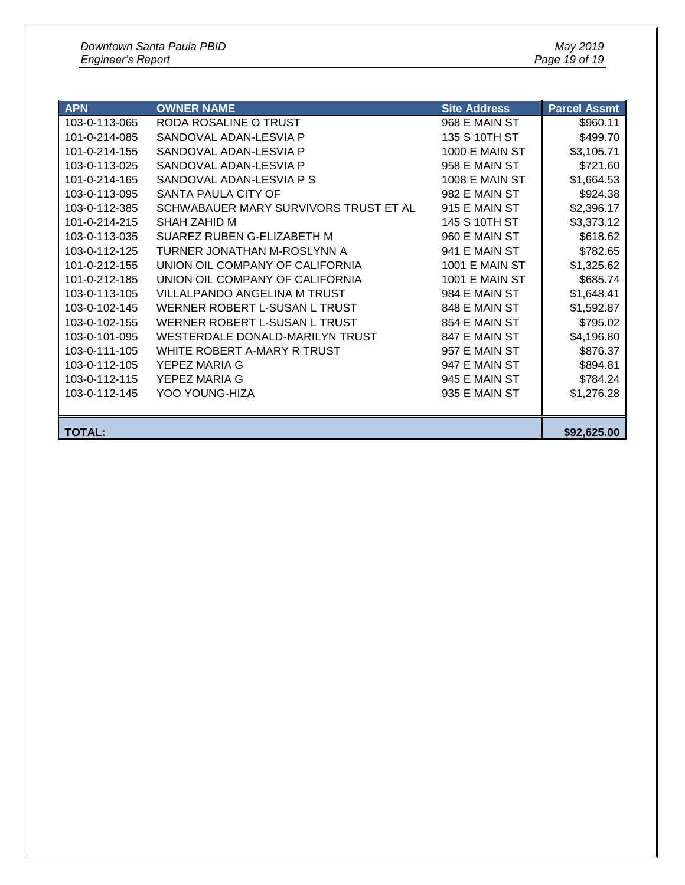| APN | OWNER NAME | Site Address | Parcel Assmt |
|---|---|---|---|
| 103-0-113-065 | RODA ROSALINE O TRUST | 968 E MAIN ST | $960.11 |
| 101-0-214-085 | SANDOVAL ADAN-LESVIA P | 135 S 10TH ST | $499.70 |
| 101-0-214-155 | SANDOVAL ADAN-LESVIA P | 1000 E MAIN ST | $3,105.71 |
| 103-0-113-025 | SANDOVAL ADAN-LESVIA P | 958 E MAIN ST | $721.60 |
| 101-0-214-165 | SANDOVAL ADAN-LESVIA P S | 1008 E MAIN ST | $1,664.53 |
| 103-0-113-095 | SANTA PAULA CITY OF | 982 E MAIN ST | $924.38 |
| 103-0-112-385 | SCHWABAUER MARY SURVIVORS TRUST ET AL | 915 E MAIN ST | $2,396.17 |
| 101-0-214-215 | SHAH ZAHID M | 145 S 10TH ST | $3,373.12 |
| 103-0-113-035 | SUAREZ RUBEN G-ELIZABETH M | 960 E MAIN ST | $618.62 |
| 103-0-112-125 | TURNER JONATHAN M-ROSLYNN A | 941 E MAIN ST | $782.65 |
| 101-0-212-155 | UNION OIL COMPANY OF CALIFORNIA | 1001 E MAIN ST | $1,325.62 |
| 101-0-212-185 | UNION OIL COMPANY OF CALIFORNIA | 1001 E MAIN ST | $685.74 |
| 103-0-113-105 | VILLALPANDO ANGELINA M TRUST | 984 E MAIN ST | $1,648.41 |
| 103-0-102-145 | WERNER ROBERT L-SUSAN L TRUST | 848 E MAIN ST | $1,592.87 |
| 103-0-102-155 | WERNER ROBERT L-SUSAN L TRUST | 854 E MAIN ST | $795.02 |
| 103-0-101-095 | WESTERDALE DONALD-MARILYN TRUST | 847 E MAIN ST | $4,196.80 |
| 103-0-111-105 | WHITE ROBERT A-MARY R TRUST | 957 E MAIN ST | $876.37 |
| 103-0-112-105 | YEPEZ MARIA G | 947 E MAIN ST | $894.81 |
| 103-0-112-115 | YEPEZ MARIA G | 945 E MAIN ST | $784.24 |
| 103-0-112-145 | YOO YOUNG-HIZA | 935 E MAIN ST | $1,276.28 |
| **TOTAL:** | | | **$92,625.00** |